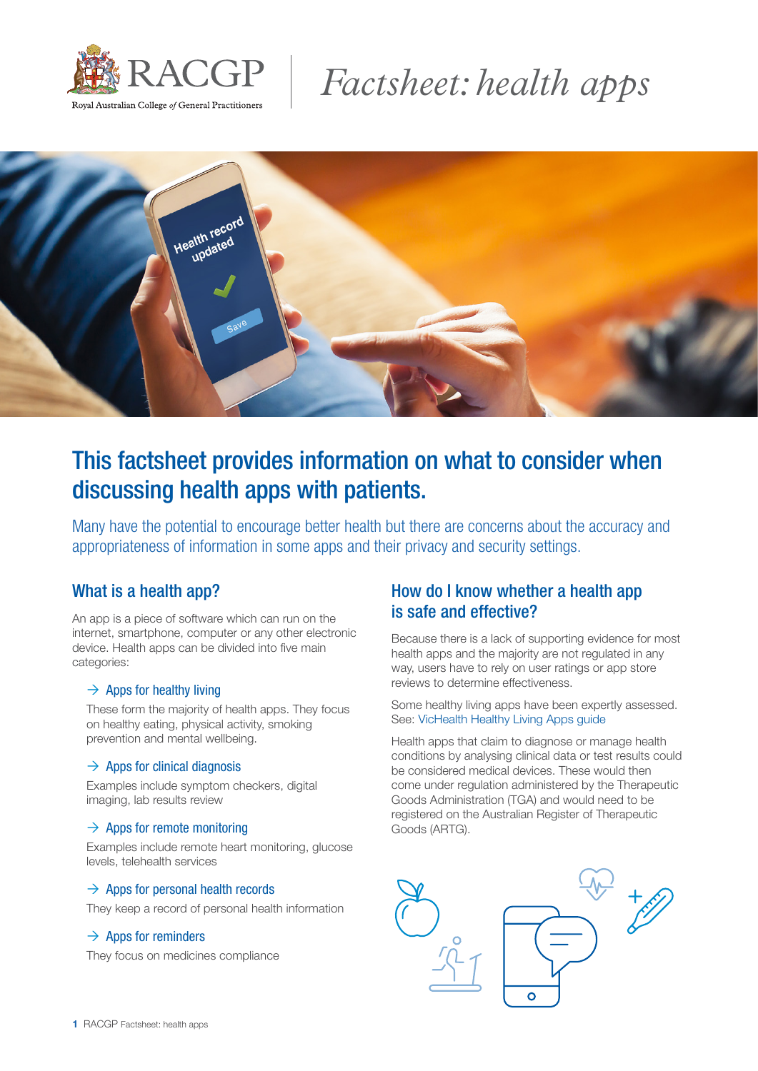# Factsheet: health apps

## This factsheet provides information on what to consider when discussing health apps with patients.

Many have the potential to encourage better health but there are concerns about the accuracy and appropriateness of information in some apps and their privacy and security settings.

## What is a health app?

An app is a piece of software which can run on the internet, smartphone, computer or any other electronic device. Health apps can be divided into five main categories:

### → Apps for healthy living

These form the majority of health apps. They focus on healthy eating, physical activity, smoking prevention and mental wellbeing.

### → Apps for clinical diagnosis

Examples include symptom checkers, digital imaging, lab results review

### → Apps for remote monitoring

Examples include remote heart monitoring, glucose levels, telehealth services

### → Apps for personal health records

They keep a record of personal health information

### → Apps for reminders

They focus on medicines compliance

## How do I know whether a health app is safe and effective?

Because there is a lack of supporting evidence for most health apps and the majority are not regulated in any way, users have to rely on user ratings or app store reviews to determine effectiveness.

Some healthy living apps have been expertly assessed. See: VicHealth Healthy Living Apps guide

Health apps that claim to diagnose or manage health conditions by analysing clinical data or test results could be considered medical devices. These would then come under regulation administered by the Therapeutic Goods Administration (TGA) and would need to be registered on the Australian Register of Therapeutic Goods (ARTG).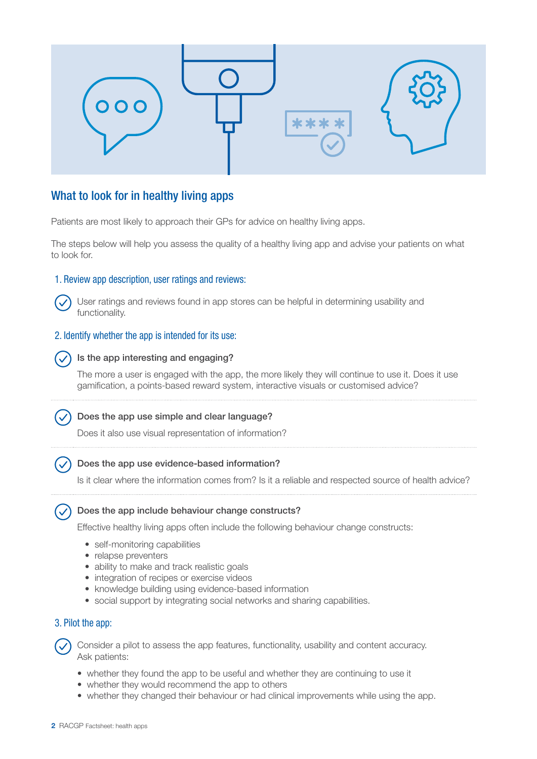## What to look for in healthy living apps

Patients are most likely to approach their GPs for advice on healthy living apps.

The steps below will help you assess the quality of a healthy living app and advise your patients on what to look for.

### 1. Review app description, user ratings and reviews:

User ratings and reviews found in app stores can be helpful in determining usability and functionality.

### 2. Identify whether the app is intended for its use:

**Is the app interesting and engaging?**

The more a user is engaged with the app, the more likely they will continue to use it. Does it use gamification, a points-based reward system, interactive visuals or customised advice?

**Does the app use simple and clear language?**

Does it also use visual representation of information?

**Does the app use evidence-based information?**

Is it clear where the information comes from? Is it a reliable and respected source of health advice?

**Does the app include behaviour change constructs?**

Effective healthy living apps often include the following behaviour change constructs:

- self-monitoring capabilities
- relapse preventers
- ability to make and track realistic goals
- integration of recipes or exercise videos
- knowledge building using evidence-based information
- social support by integrating social networks and sharing capabilities.

### 3. Pilot the app:

Consider a pilot to assess the app features, functionality, usability and content accuracy. Ask patients:

- whether they found the app to be useful and whether they are continuing to use it
- whether they would recommend the app to others
- whether they changed their behaviour or had clinical improvements while using the app.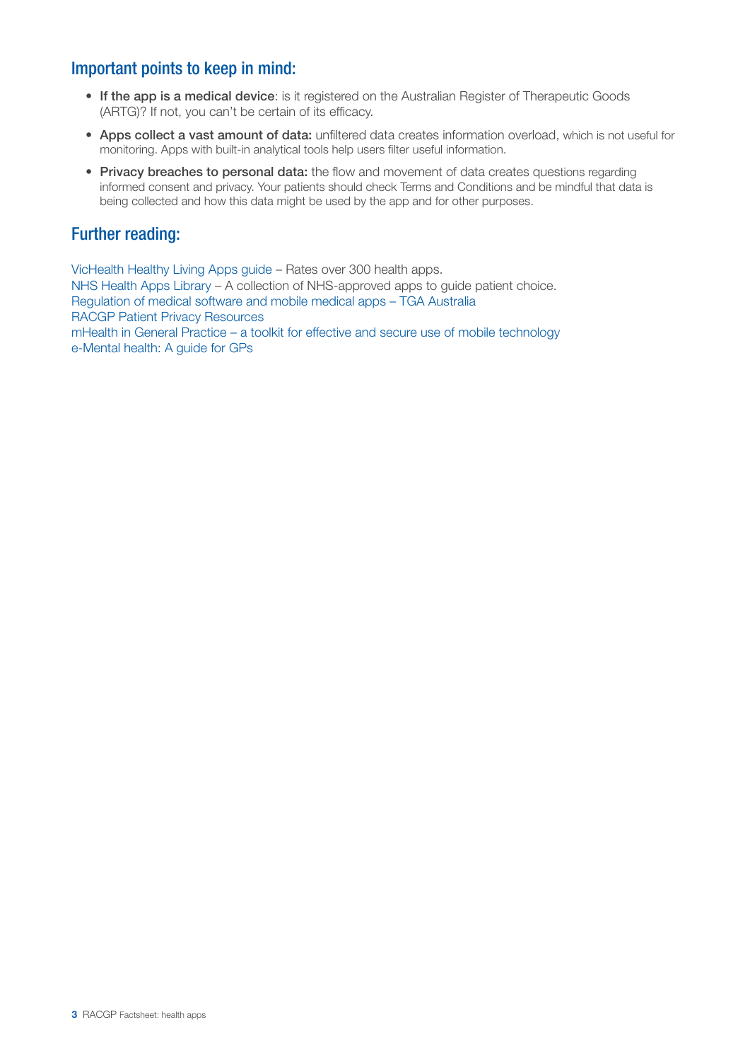## Important points to keep in mind:

- **If the app is a medical device**: is it registered on the Australian Register of Therapeutic Goods (ARTG)? If not, you can't be certain of its efficacy.
- **Apps collect a vast amount of data:** unfiltered data creates information overload, which is not useful for monitoring. Apps with built-in analytical tools help users filter useful information.
- **Privacy breaches to personal data:** the flow and movement of data creates questions regarding informed consent and privacy. Your patients should check Terms and Conditions and be mindful that data is being collected and how this data might be used by the app and for other purposes.

## Further reading:

VicHealth Healthy Living Apps guide – Rates over 300 health apps.
NHS Health Apps Library – A collection of NHS-approved apps to guide patient choice.
Regulation of medical software and mobile medical apps – TGA Australia
RACGP Patient Privacy Resources
mHealth in General Practice – a toolkit for effective and secure use of mobile technology
e-Mental health: A guide for GPs